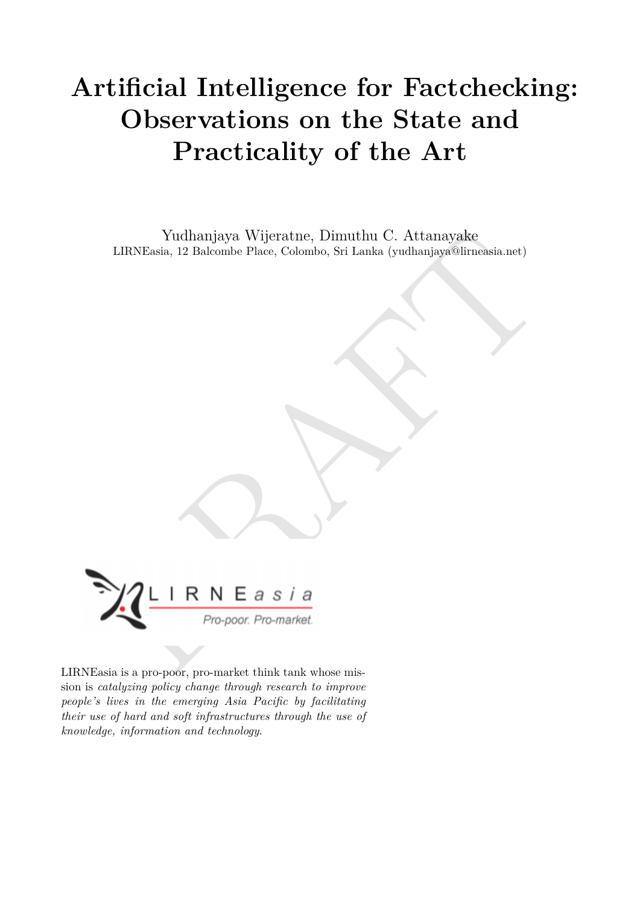# Artificial Intelligence for Factchecking: Observations on the State and Practicality of the Art

Yudhanjaya Wijeratne, Dimuthu C. Attanayake

LIRNEasia, 12 Balcombe Place, Colombo, Sri Lanka (yudhanjaya@lirneasia.net)

LIRNEasia is a pro-poor, pro-market think tank whose mission is *catalyzing policy change through research to improve people's lives in the emerging Asia Pacific by facilitating their use of hard and soft infrastructures through the use of knowledge, information and technology.*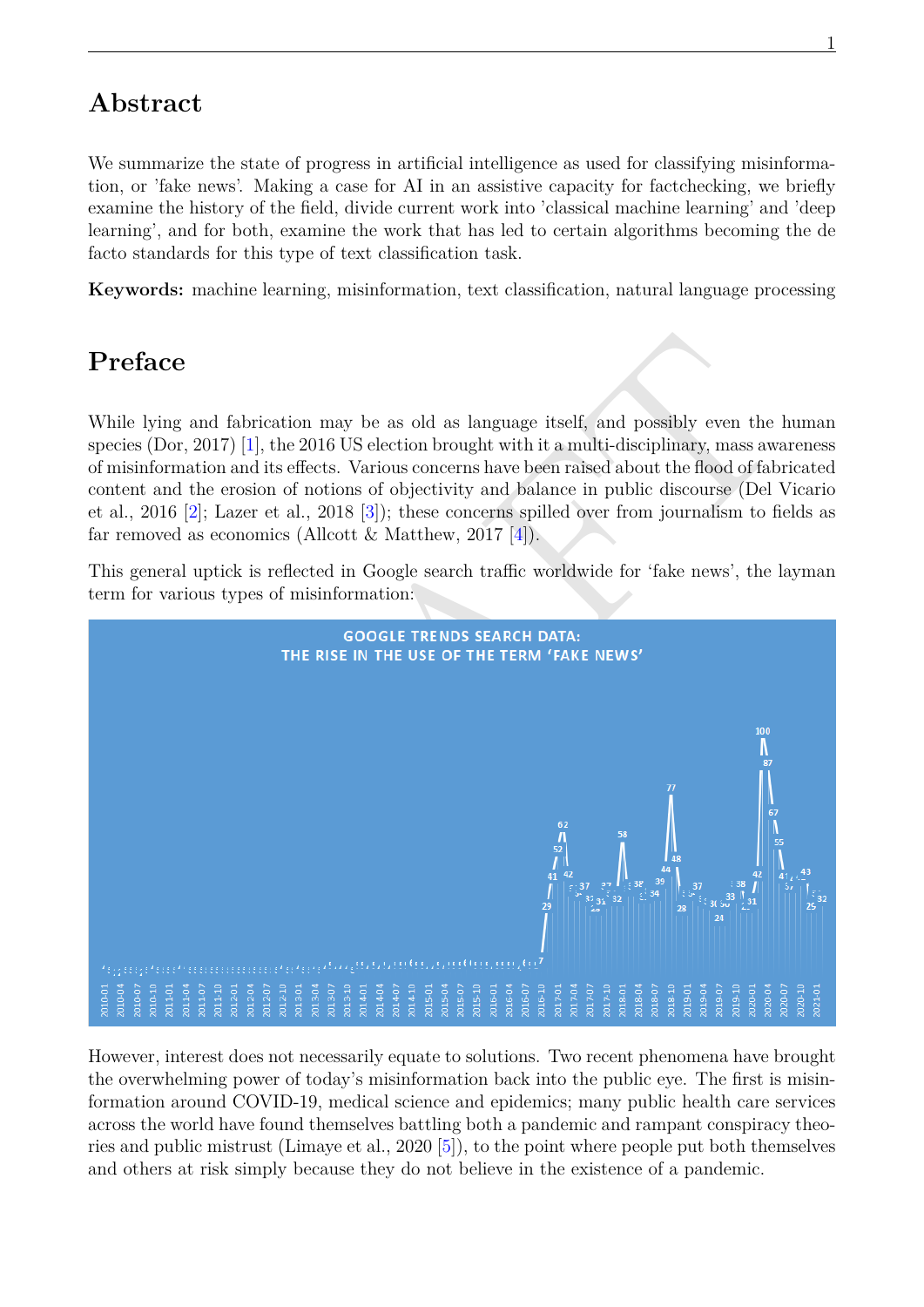## Abstract

We summarize the state of progress in artificial intelligence as used for classifying misinformation, or 'fake news'. Making a case for AI in an assistive capacity for factchecking, we briefly examine the history of the field, divide current work into 'classical machine learning' and 'deep learning', and for both, examine the work that has led to certain algorithms becoming the de facto standards for this type of text classification task.

**Keywords:** machine learning, misinformation, text classification, natural language processing

## Preface

While lying and fabrication may be as old as language itself, and possibly even the human species (Dor, 2017) [1], the 2016 US election brought with it a multi-disciplinary, mass awareness of misinformation and its effects. Various concerns have been raised about the flood of fabricated content and the erosion of notions of objectivity and balance in public discourse (Del Vicario et al., 2016 [2]; Lazer et al., 2018 [3]); these concerns spilled over from journalism to fields as far removed as economics (Allcott & Matthew, 2017 [4]).

This general uptick is reflected in Google search traffic worldwide for 'fake news', the layman term for various types of misinformation:

However, interest does not necessarily equate to solutions. Two recent phenomena have brought the overwhelming power of today's misinformation back into the public eye. The first is misinformation around COVID-19, medical science and epidemics; many public health care services across the world have found themselves battling both a pandemic and rampant conspiracy theories and public mistrust (Limaye et al., 2020 [5]), to the point where people put both themselves and others at risk simply because they do not believe in the existence of a pandemic.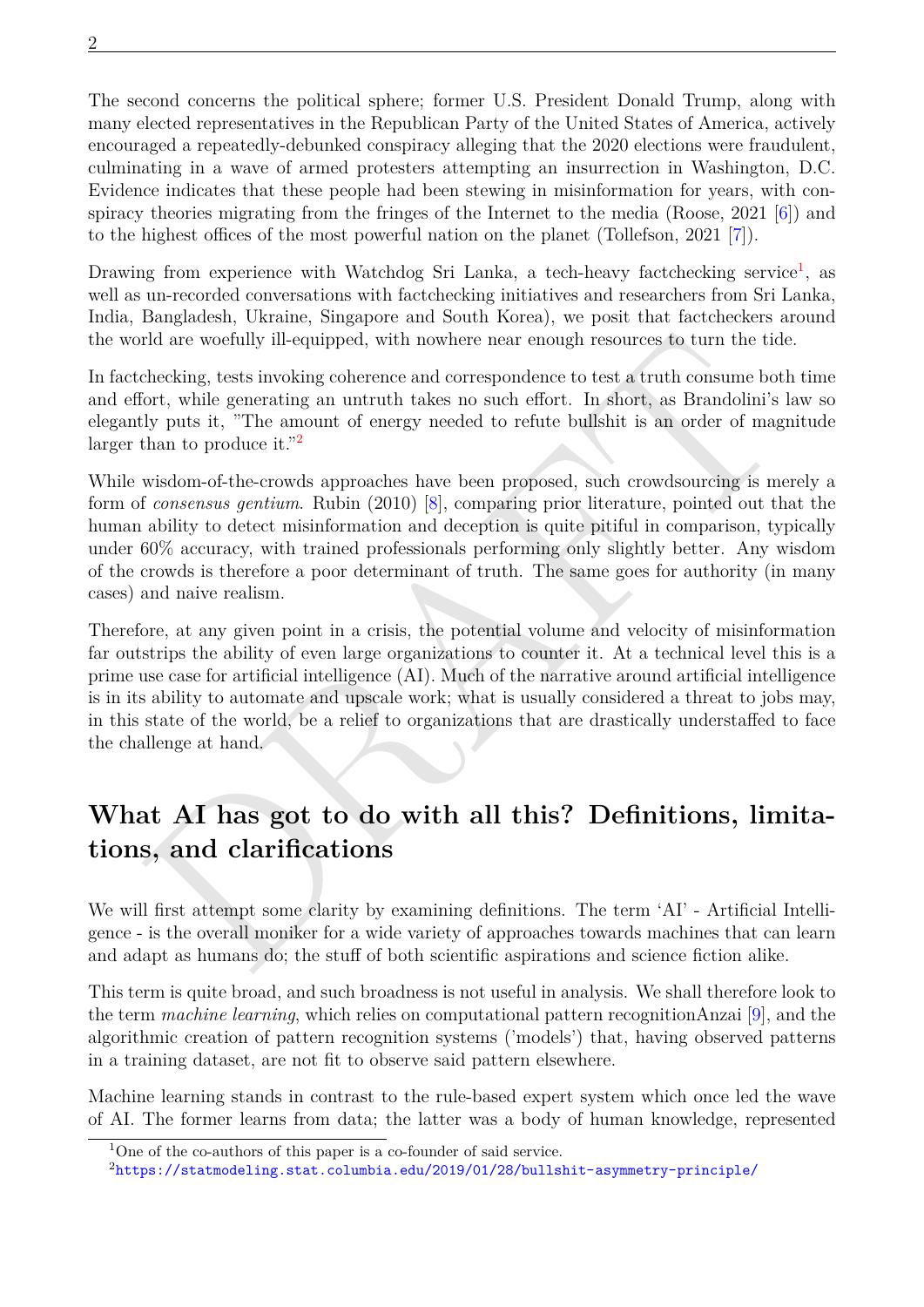The second concerns the political sphere; former U.S. President Donald Trump, along with many elected representatives in the Republican Party of the United States of America, actively encouraged a repeatedly-debunked conspiracy alleging that the 2020 elections were fraudulent, culminating in a wave of armed protesters attempting an insurrection in Washington, D.C. Evidence indicates that these people had been stewing in misinformation for years, with conspiracy theories migrating from the fringes of the Internet to the media (Roose, 2021 [6]) and to the highest offices of the most powerful nation on the planet (Tollefson, 2021 [7]).

Drawing from experience with Watchdog Sri Lanka, a tech-heavy factchecking service[1], as well as un-recorded conversations with factchecking initiatives and researchers from Sri Lanka, India, Bangladesh, Ukraine, Singapore and South Korea), we posit that factcheckers around the world are woefully ill-equipped, with nowhere near enough resources to turn the tide.

In factchecking, tests invoking coherence and correspondence to test a truth consume both time and effort, while generating an untruth takes no such effort. In short, as Brandolini's law so elegantly puts it, "The amount of energy needed to refute bullshit is an order of magnitude larger than to produce it."[2]

While wisdom-of-the-crowds approaches have been proposed, such crowdsourcing is merely a form of *consensus gentium*. Rubin (2010) [8], comparing prior literature, pointed out that the human ability to detect misinformation and deception is quite pitiful in comparison, typically under 60% accuracy, with trained professionals performing only slightly better. Any wisdom of the crowds is therefore a poor determinant of truth. The same goes for authority (in many cases) and naive realism.

Therefore, at any given point in a crisis, the potential volume and velocity of misinformation far outstrips the ability of even large organizations to counter it. At a technical level this is a prime use case for artificial intelligence (AI). Much of the narrative around artificial intelligence is in its ability to automate and upscale work; what is usually considered a threat to jobs may, in this state of the world, be a relief to organizations that are drastically understaffed to face the challenge at hand.

## What AI has got to do with all this? Definitions, limitations, and clarifications

We will first attempt some clarity by examining definitions. The term 'AI' - Artificial Intelligence - is the overall moniker for a wide variety of approaches towards machines that can learn and adapt as humans do; the stuff of both scientific aspirations and science fiction alike.

This term is quite broad, and such broadness is not useful in analysis. We shall therefore look to the term *machine learning*, which relies on computational pattern recognitionAnzai [9], and the algorithmic creation of pattern recognition systems ('models') that, having observed patterns in a training dataset, are not fit to observe said pattern elsewhere.

Machine learning stands in contrast to the rule-based expert system which once led the wave of AI. The former learns from data; the latter was a body of human knowledge, represented

---

[1] One of the co-authors of this paper is a co-founder of said service.

[2] https://statmodeling.stat.columbia.edu/2019/01/28/bullshit-asymmetry-principle/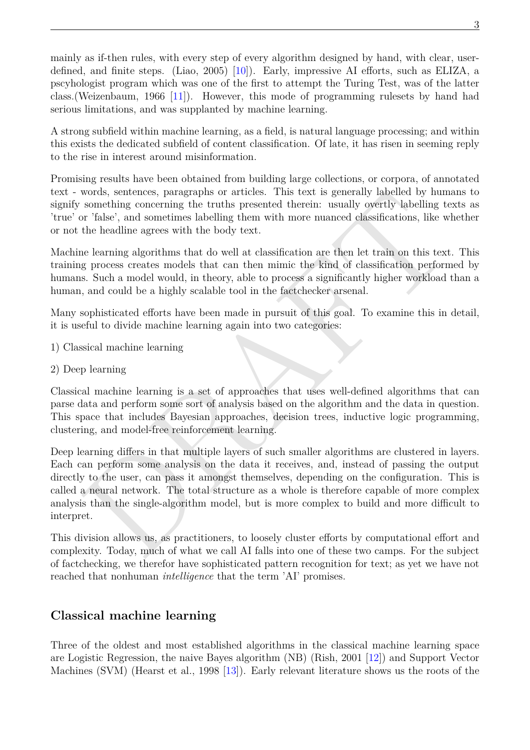mainly as if-then rules, with every step of every algorithm designed by hand, with clear, user-defined, and finite steps. (Liao, 2005) [10]). Early, impressive AI efforts, such as ELIZA, a pscyhologist program which was one of the first to attempt the Turing Test, was of the latter class.(Weizenbaum, 1966 [11]). However, this mode of programming rulesets by hand had serious limitations, and was supplanted by machine learning.

A strong subfield within machine learning, as a field, is natural language processing; and within this exists the dedicated subfield of content classification. Of late, it has risen in seeming reply to the rise in interest around misinformation.

Promising results have been obtained from building large collections, or corpora, of annotated text - words, sentences, paragraphs or articles. This text is generally labelled by humans to signify something concerning the truths presented therein: usually overtly labelling texts as 'true' or 'false', and sometimes labelling them with more nuanced classifications, like whether or not the headline agrees with the body text.

Machine learning algorithms that do well at classification are then let train on this text. This training process creates models that can then mimic the kind of classification performed by humans. Such a model would, in theory, able to process a significantly higher workload than a human, and could be a highly scalable tool in the factchecker arsenal.

Many sophisticated efforts have been made in pursuit of this goal. To examine this in detail, it is useful to divide machine learning again into two categories:

1) Classical machine learning

2) Deep learning

Classical machine learning is a set of approaches that uses well-defined algorithms that can parse data and perform some sort of analysis based on the algorithm and the data in question. This space that includes Bayesian approaches, decision trees, inductive logic programming, clustering, and model-free reinforcement learning.

Deep learning differs in that multiple layers of such smaller algorithms are clustered in layers. Each can perform some analysis on the data it receives, and, instead of passing the output directly to the user, can pass it amongst themselves, depending on the configuration. This is called a neural network. The total structure as a whole is therefore capable of more complex analysis than the single-algorithm model, but is more complex to build and more difficult to interpret.

This division allows us, as practitioners, to loosely cluster efforts by computational effort and complexity. Today, much of what we call AI falls into one of these two camps. For the subject of factchecking, we therefor have sophisticated pattern recognition for text; as yet we have not reached that nonhuman *intelligence* that the term 'AI' promises.

## Classical machine learning

Three of the oldest and most established algorithms in the classical machine learning space are Logistic Regression, the naive Bayes algorithm (NB) (Rish, 2001 [12]) and Support Vector Machines (SVM) (Hearst et al., 1998 [13]). Early relevant literature shows us the roots of the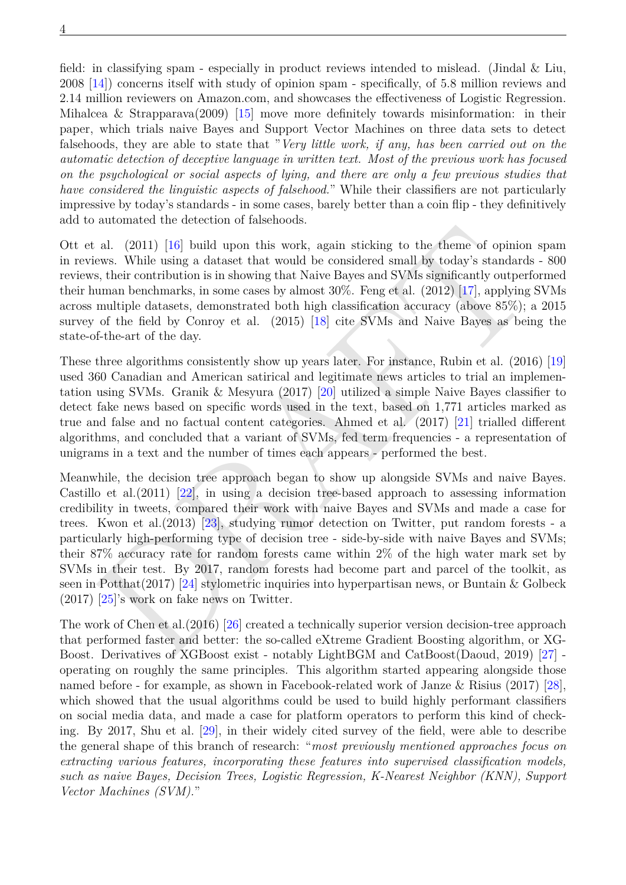field: in classifying spam - especially in product reviews intended to mislead. (Jindal & Liu, 2008 [14]) concerns itself with study of opinion spam - specifically, of 5.8 million reviews and 2.14 million reviewers on Amazon.com, and showcases the effectiveness of Logistic Regression. Mihalcea & Strapparava(2009) [15] move more definitely towards misinformation: in their paper, which trials naive Bayes and Support Vector Machines on three data sets to detect falsehoods, they are able to state that "*Very little work, if any, has been carried out on the automatic detection of deceptive language in written text. Most of the previous work has focused on the psychological or social aspects of lying, and there are only a few previous studies that have considered the linguistic aspects of falsehood.*" While their classifiers are not particularly impressive by today's standards - in some cases, barely better than a coin flip - they definitively add to automated the detection of falsehoods.

Ott et al. (2011) [16] build upon this work, again sticking to the theme of opinion spam in reviews. While using a dataset that would be considered small by today's standards - 800 reviews, their contribution is in showing that Naive Bayes and SVMs significantly outperformed their human benchmarks, in some cases by almost 30%. Feng et al. (2012) [17], applying SVMs across multiple datasets, demonstrated both high classification accuracy (above 85%); a 2015 survey of the field by Conroy et al. (2015) [18] cite SVMs and Naive Bayes as being the state-of-the-art of the day.

These three algorithms consistently show up years later. For instance, Rubin et al. (2016) [19] used 360 Canadian and American satirical and legitimate news articles to trial an implementation using SVMs. Granik & Mesyura (2017) [20] utilized a simple Naive Bayes classifier to detect fake news based on specific words used in the text, based on 1,771 articles marked as true and false and no factual content categories. Ahmed et al. (2017) [21] trialled different algorithms, and concluded that a variant of SVMs, fed term frequencies - a representation of unigrams in a text and the number of times each appears - performed the best.

Meanwhile, the decision tree approach began to show up alongside SVMs and naive Bayes. Castillo et al.(2011) [22], in using a decision tree-based approach to assessing information credibility in tweets, compared their work with naive Bayes and SVMs and made a case for trees. Kwon et al.(2013) [23], studying rumor detection on Twitter, put random forests - a particularly high-performing type of decision tree - side-by-side with naive Bayes and SVMs; their 87% accuracy rate for random forests came within 2% of the high water mark set by SVMs in their test. By 2017, random forests had become part and parcel of the toolkit, as seen in Potthat(2017) [24] stylometric inquiries into hyperpartisan news, or Buntain & Golbeck (2017) [25]'s work on fake news on Twitter.

The work of Chen et al.(2016) [26] created a technically superior version decision-tree approach that performed faster and better: the so-called eXtreme Gradient Boosting algorithm, or XG-Boost. Derivatives of XGBoost exist - notably LightBGM and CatBoost(Daoud, 2019) [27] - operating on roughly the same principles. This algorithm started appearing alongside those named before - for example, as shown in Facebook-related work of Janze & Risius (2017) [28], which showed that the usual algorithms could be used to build highly performant classifiers on social media data, and made a case for platform operators to perform this kind of checking. By 2017, Shu et al. [29], in their widely cited survey of the field, were able to describe the general shape of this branch of research: "*most previously mentioned approaches focus on extracting various features, incorporating these features into supervised classification models, such as naive Bayes, Decision Trees, Logistic Regression, K-Nearest Neighbor (KNN), Support Vector Machines (SVM).*"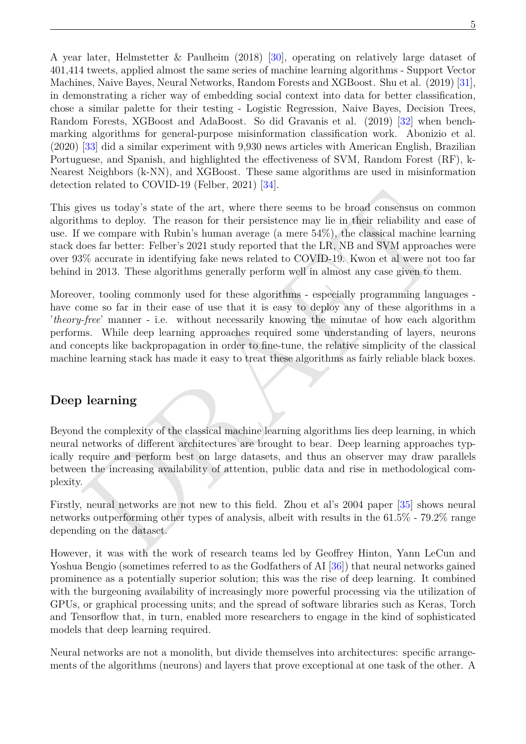A year later, Helmstetter & Paulheim (2018) [30], operating on relatively large dataset of 401,414 tweets, applied almost the same series of machine learning algorithms - Support Vector Machines, Naive Bayes, Neural Networks, Random Forests and XGBoost. Shu et al. (2019) [31], in demonstrating a richer way of embedding social context into data for better classification, chose a similar palette for their testing - Logistic Regression, Naive Bayes, Decision Trees, Random Forests, XGBoost and AdaBoost. So did Gravanis et al. (2019) [32] when benchmarking algorithms for general-purpose misinformation classification work. Abonizio et al. (2020) [33] did a similar experiment with 9,930 news articles with American English, Brazilian Portuguese, and Spanish, and highlighted the effectiveness of SVM, Random Forest (RF), k-Nearest Neighbors (k-NN), and XGBoost. These same algorithms are used in misinformation detection related to COVID-19 (Felber, 2021) [34].

This gives us today's state of the art, where there seems to be broad consensus on common algorithms to deploy. The reason for their persistence may lie in their reliability and ease of use. If we compare with Rubin's human average (a mere 54%), the classical machine learning stack does far better: Felber's 2021 study reported that the LR, NB and SVM approaches were over 93% accurate in identifying fake news related to COVID-19. Kwon et al were not too far behind in 2013. These algorithms generally perform well in almost any case given to them.

Moreover, tooling commonly used for these algorithms - especially programming languages - have come so far in their ease of use that it is easy to deploy any of these algorithms in a '*theory-free*' manner - i.e. without necessarily knowing the minutae of how each algorithm performs. While deep learning approaches required some understanding of layers, neurons and concepts like backpropagation in order to fine-tune, the relative simplicity of the classical machine learning stack has made it easy to treat these algorithms as fairly reliable black boxes.

## Deep learning

Beyond the complexity of the classical machine learning algorithms lies deep learning, in which neural networks of different architectures are brought to bear. Deep learning approaches typically require and perform best on large datasets, and thus an observer may draw parallels between the increasing availability of attention, public data and rise in methodological complexity.

Firstly, neural networks are not new to this field. Zhou et al's 2004 paper [35] shows neural networks outperforming other types of analysis, albeit with results in the 61.5% - 79.2% range depending on the dataset.

However, it was with the work of research teams led by Geoffrey Hinton, Yann LeCun and Yoshua Bengio (sometimes referred to as the Godfathers of AI [36]) that neural networks gained prominence as a potentially superior solution; this was the rise of deep learning. It combined with the burgeoning availability of increasingly more powerful processing via the utilization of GPUs, or graphical processing units; and the spread of software libraries such as Keras, Torch and Tensorflow that, in turn, enabled more researchers to engage in the kind of sophisticated models that deep learning required.

Neural networks are not a monolith, but divide themselves into architectures: specific arrangements of the algorithms (neurons) and layers that prove exceptional at one task of the other. A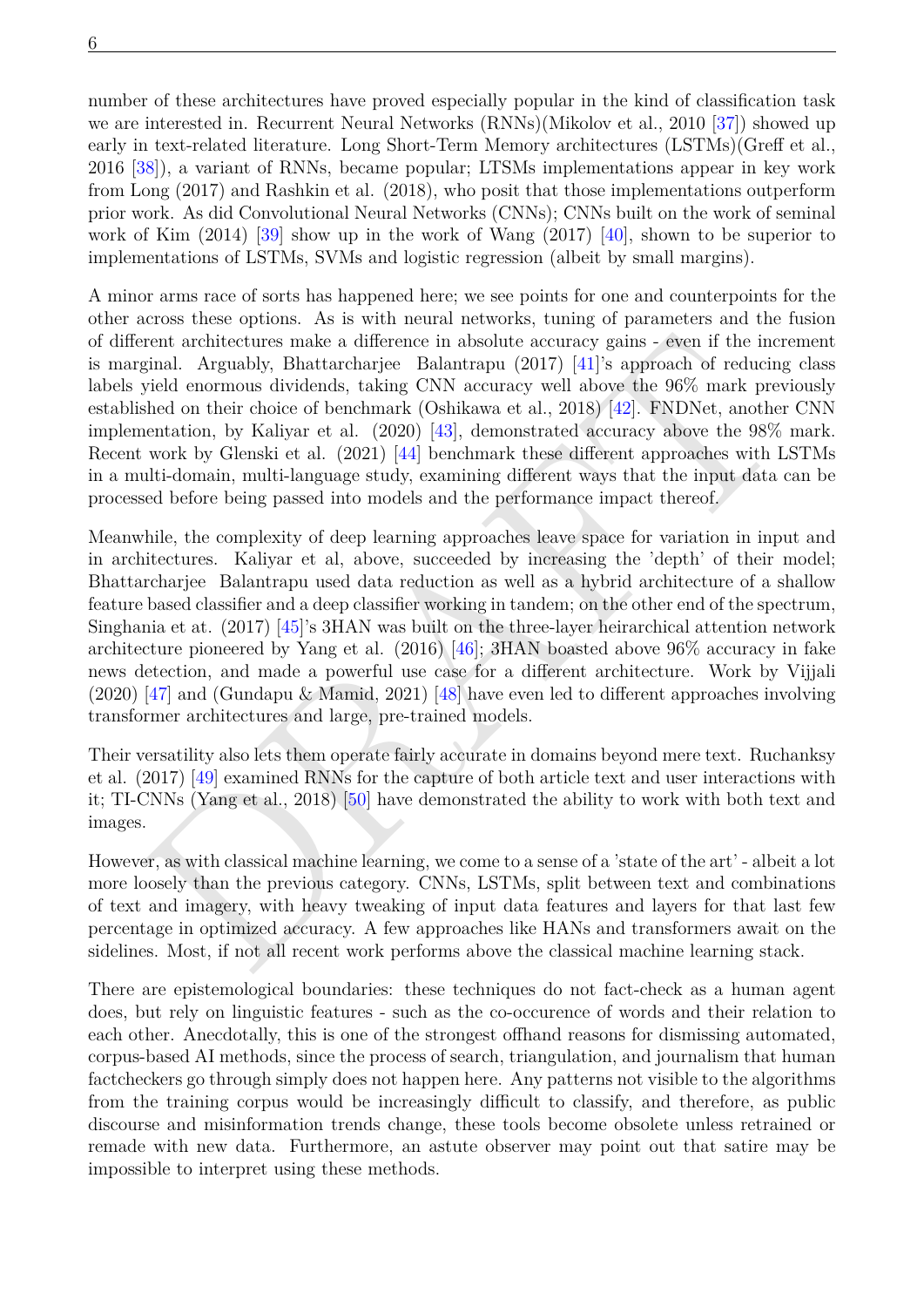number of these architectures have proved especially popular in the kind of classification task we are interested in. Recurrent Neural Networks (RNNs)(Mikolov et al., 2010 [37]) showed up early in text-related literature. Long Short-Term Memory architectures (LSTMs)(Greff et al., 2016 [38]), a variant of RNNs, became popular; LTSMs implementations appear in key work from Long (2017) and Rashkin et al. (2018), who posit that those implementations outperform prior work. As did Convolutional Neural Networks (CNNs); CNNs built on the work of seminal work of Kim (2014) [39] show up in the work of Wang (2017) [40], shown to be superior to implementations of LSTMs, SVMs and logistic regression (albeit by small margins).

A minor arms race of sorts has happened here; we see points for one and counterpoints for the other across these options. As is with neural networks, tuning of parameters and the fusion of different architectures make a difference in absolute accuracy gains - even if the increment is marginal. Arguably, Bhattarcharjee Balantrapu (2017) [41]'s approach of reducing class labels yield enormous dividends, taking CNN accuracy well above the 96% mark previously established on their choice of benchmark (Oshikawa et al., 2018) [42]. FNDNet, another CNN implementation, by Kaliyar et al. (2020) [43], demonstrated accuracy above the 98% mark. Recent work by Glenski et al. (2021) [44] benchmark these different approaches with LSTMs in a multi-domain, multi-language study, examining different ways that the input data can be processed before being passed into models and the performance impact thereof.

Meanwhile, the complexity of deep learning approaches leave space for variation in input and in architectures. Kaliyar et al, above, succeeded by increasing the 'depth' of their model; Bhattarcharjee Balantrapu used data reduction as well as a hybrid architecture of a shallow feature based classifier and a deep classifier working in tandem; on the other end of the spectrum, Singhania et at. (2017) [45]'s 3HAN was built on the three-layer heirarchical attention network architecture pioneered by Yang et al. (2016) [46]; 3HAN boasted above 96% accuracy in fake news detection, and made a powerful use case for a different architecture. Work by Vijjali (2020) [47] and (Gundapu & Mamid, 2021) [48] have even led to different approaches involving transformer architectures and large, pre-trained models.

Their versatility also lets them operate fairly accurate in domains beyond mere text. Ruchanksy et al. (2017) [49] examined RNNs for the capture of both article text and user interactions with it; TI-CNNs (Yang et al., 2018) [50] have demonstrated the ability to work with both text and images.

However, as with classical machine learning, we come to a sense of a 'state of the art' - albeit a lot more loosely than the previous category. CNNs, LSTMs, split between text and combinations of text and imagery, with heavy tweaking of input data features and layers for that last few percentage in optimized accuracy. A few approaches like HANs and transformers await on the sidelines. Most, if not all recent work performs above the classical machine learning stack.

There are epistemological boundaries: these techniques do not fact-check as a human agent does, but rely on linguistic features - such as the co-occurence of words and their relation to each other. Anecdotally, this is one of the strongest offhand reasons for dismissing automated, corpus-based AI methods, since the process of search, triangulation, and journalism that human factcheckers go through simply does not happen here. Any patterns not visible to the algorithms from the training corpus would be increasingly difficult to classify, and therefore, as public discourse and misinformation trends change, these tools become obsolete unless retrained or remade with new data. Furthermore, an astute observer may point out that satire may be impossible to interpret using these methods.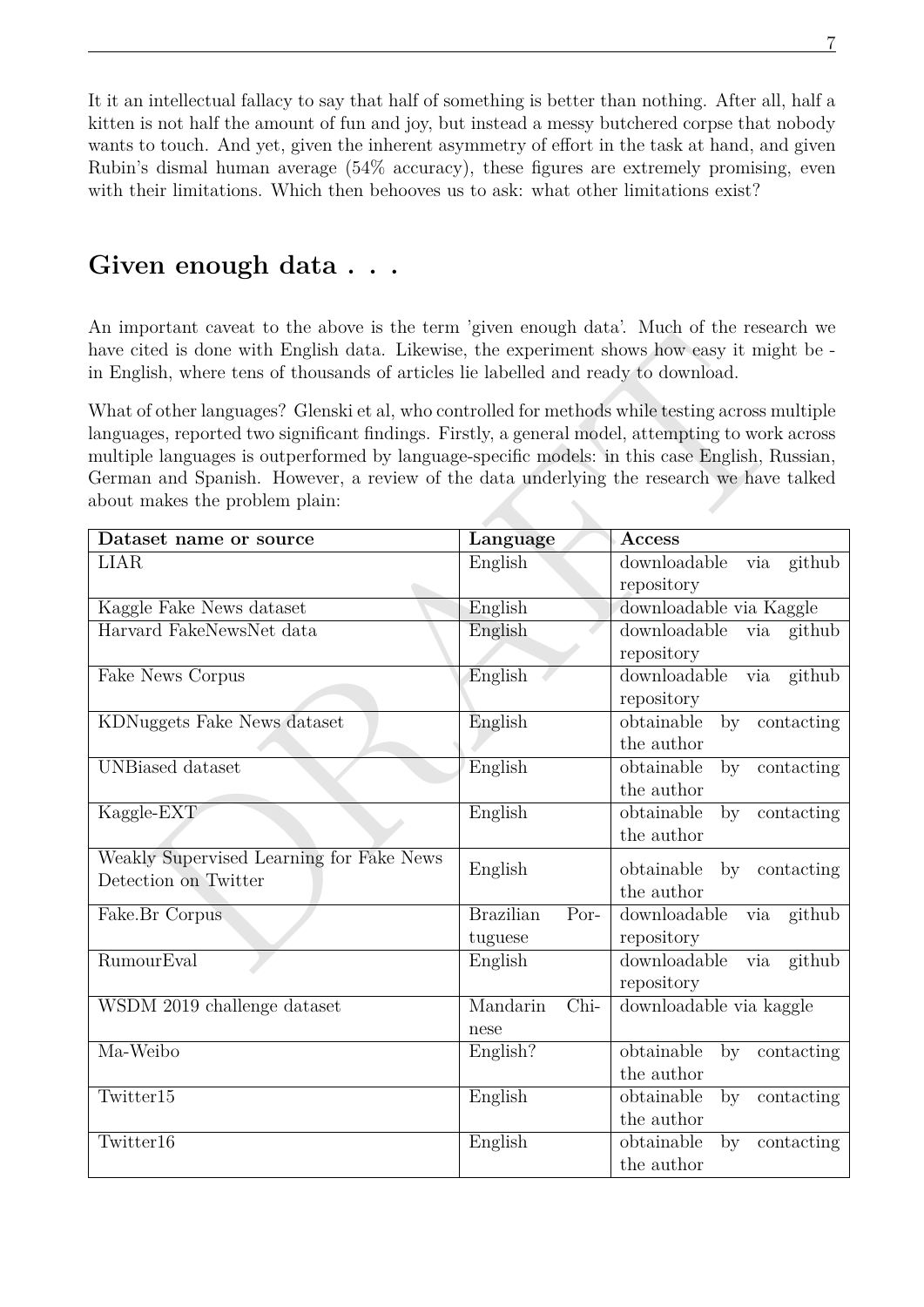It it an intellectual fallacy to say that half of something is better than nothing. After all, half a kitten is not half the amount of fun and joy, but instead a messy butchered corpse that nobody wants to touch. And yet, given the inherent asymmetry of effort in the task at hand, and given Rubin's dismal human average (54% accuracy), these figures are extremely promising, even with their limitations. Which then behooves us to ask: what other limitations exist?

## Given enough data . . .

An important caveat to the above is the term 'given enough data'. Much of the research we have cited is done with English data. Likewise, the experiment shows how easy it might be - in English, where tens of thousands of articles lie labelled and ready to download.

What of other languages? Glenski et al, who controlled for methods while testing across multiple languages, reported two significant findings. Firstly, a general model, attempting to work across multiple languages is outperformed by language-specific models: in this case English, Russian, German and Spanish. However, a review of the data underlying the research we have talked about makes the problem plain:

| Dataset name or source | Language | Access |
|---|---|---|
| LIAR | English | downloadable via github repository |
| Kaggle Fake News dataset | English | downloadable via Kaggle |
| Harvard FakeNewsNet data | English | downloadable via github repository |
| Fake News Corpus | English | downloadable via github repository |
| KDNuggets Fake News dataset | English | obtainable by contacting the author |
| UNBiased dataset | English | obtainable by contacting the author |
| Kaggle-EXT | English | obtainable by contacting the author |
| Weakly Supervised Learning for Fake News Detection on Twitter | English | obtainable by contacting the author |
| Fake.Br Corpus | Brazilian Portuguese | downloadable via github repository |
| RumourEval | English | downloadable via github repository |
| WSDM 2019 challenge dataset | Mandarin Chinese | downloadable via kaggle |
| Ma-Weibo | English? | obtainable by contacting the author |
| Twitter15 | English | obtainable by contacting the author |
| Twitter16 | English | obtainable by contacting the author |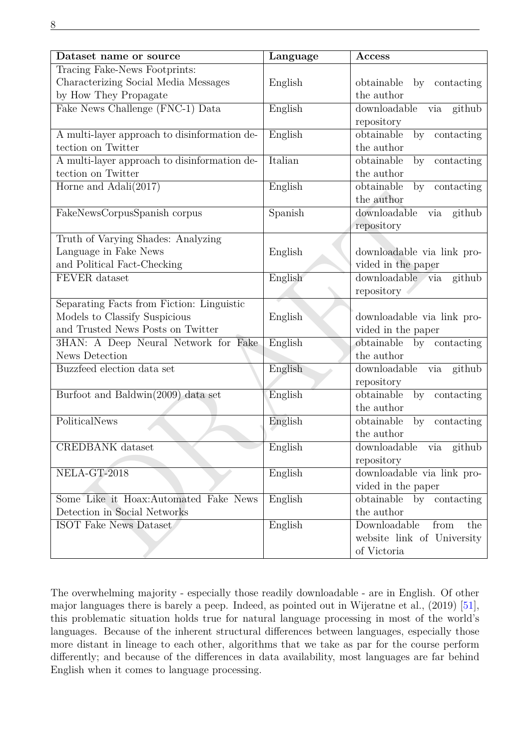| Dataset name or source | Language | Access |
| --- | --- | --- |
| Tracing Fake-News Footprints: Characterizing Social Media Messages by How They Propagate | English | obtainable by contacting the author |
| Fake News Challenge (FNC-1) Data | English | downloadable via github repository |
| A multi-layer approach to disinformation detection on Twitter | English | obtainable by contacting the author |
| A multi-layer approach to disinformation detection on Twitter | Italian | obtainable by contacting the author |
| Horne and Adali(2017) | English | obtainable by contacting the author |
| FakeNewsCorpusSpanish corpus | Spanish | downloadable via github repository |
| Truth of Varying Shades: Analyzing Language in Fake News and Political Fact-Checking | English | downloadable via link provided in the paper |
| FEVER dataset | English | downloadable via github repository |
| Separating Facts from Fiction: Linguistic Models to Classify Suspicious and Trusted News Posts on Twitter | English | downloadable via link provided in the paper |
| 3HAN: A Deep Neural Network for Fake News Detection | English | obtainable by contacting the author |
| Buzzfeed election data set | English | downloadable via github repository |
| Burfoot and Baldwin(2009) data set | English | obtainable by contacting the author |
| PoliticalNews | English | obtainable by contacting the author |
| CREDBANK dataset | English | downloadable via github repository |
| NELA-GT-2018 | English | downloadable via link provided in the paper |
| Some Like it Hoax:Automated Fake News Detection in Social Networks | English | obtainable by contacting the author |
| ISOT Fake News Dataset | English | Downloadable from the website link of University of Victoria |

The overwhelming majority - especially those readily downloadable - are in English. Of other major languages there is barely a peep. Indeed, as pointed out in Wijeratne et al., (2019) [51], this problematic situation holds true for natural language processing in most of the world's languages. Because of the inherent structural differences between languages, especially those more distant in lineage to each other, algorithms that we take as par for the course perform differently; and because of the differences in data availability, most languages are far behind English when it comes to language processing.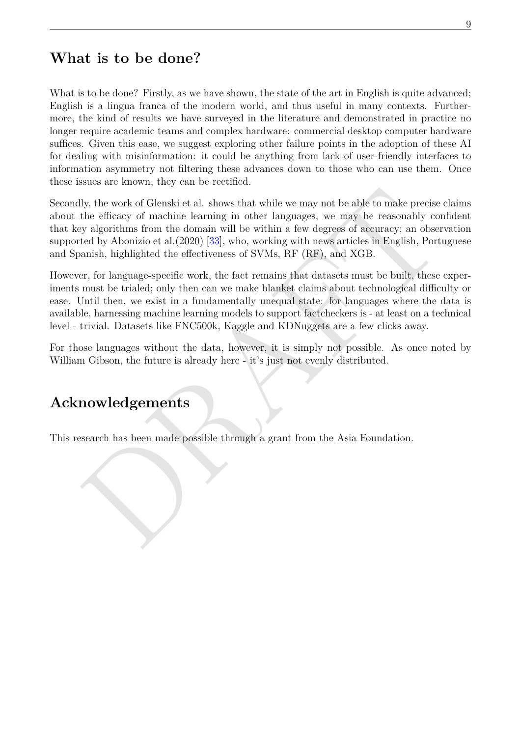## What is to be done?

What is to be done? Firstly, as we have shown, the state of the art in English is quite advanced; English is a lingua franca of the modern world, and thus useful in many contexts. Furthermore, the kind of results we have surveyed in the literature and demonstrated in practice no longer require academic teams and complex hardware: commercial desktop computer hardware suffices. Given this ease, we suggest exploring other failure points in the adoption of these AI for dealing with misinformation: it could be anything from lack of user-friendly interfaces to information asymmetry not filtering these advances down to those who can use them. Once these issues are known, they can be rectified.

Secondly, the work of Glenski et al. shows that while we may not be able to make precise claims about the efficacy of machine learning in other languages, we may be reasonably confident that key algorithms from the domain will be within a few degrees of accuracy; an observation supported by Abonizio et al.(2020) [33], who, working with news articles in English, Portuguese and Spanish, highlighted the effectiveness of SVMs, RF (RF), and XGB.

However, for language-specific work, the fact remains that datasets must be built, these experiments must be trialed; only then can we make blanket claims about technological difficulty or ease. Until then, we exist in a fundamentally unequal state: for languages where the data is available, harnessing machine learning models to support factcheckers is - at least on a technical level - trivial. Datasets like FNC500k, Kaggle and KDNuggets are a few clicks away.

For those languages without the data, however, it is simply not possible. As once noted by William Gibson, the future is already here - it's just not evenly distributed.

## Acknowledgements

This research has been made possible through a grant from the Asia Foundation.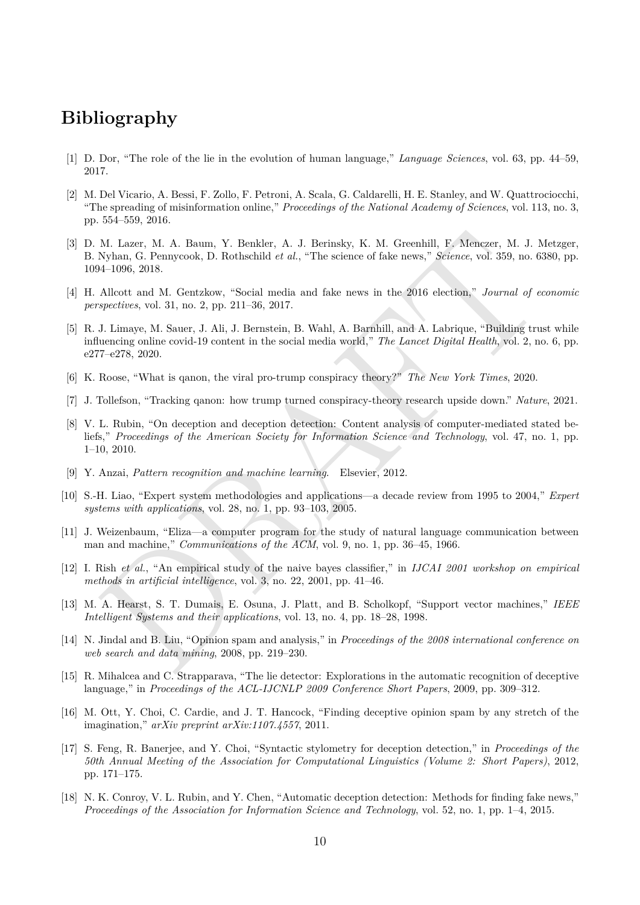# Bibliography

[1] D. Dor, "The role of the lie in the evolution of human language," *Language Sciences*, vol. 63, pp. 44–59, 2017.

[2] M. Del Vicario, A. Bessi, F. Zollo, F. Petroni, A. Scala, G. Caldarelli, H. E. Stanley, and W. Quattrociocchi, "The spreading of misinformation online," *Proceedings of the National Academy of Sciences*, vol. 113, no. 3, pp. 554–559, 2016.

[3] D. M. Lazer, M. A. Baum, Y. Benkler, A. J. Berinsky, K. M. Greenhill, F. Menczer, M. J. Metzger, B. Nyhan, G. Pennycook, D. Rothschild *et al.*, "The science of fake news," *Science*, vol. 359, no. 6380, pp. 1094–1096, 2018.

[4] H. Allcott and M. Gentzkow, "Social media and fake news in the 2016 election," *Journal of economic perspectives*, vol. 31, no. 2, pp. 211–36, 2017.

[5] R. J. Limaye, M. Sauer, J. Ali, J. Bernstein, B. Wahl, A. Barnhill, and A. Labrique, "Building trust while influencing online covid-19 content in the social media world," *The Lancet Digital Health*, vol. 2, no. 6, pp. e277–e278, 2020.

[6] K. Roose, "What is qanon, the viral pro-trump conspiracy theory?" *The New York Times*, 2020.

[7] J. Tollefson, "Tracking qanon: how trump turned conspiracy-theory research upside down." *Nature*, 2021.

[8] V. L. Rubin, "On deception and deception detection: Content analysis of computer-mediated stated beliefs," *Proceedings of the American Society for Information Science and Technology*, vol. 47, no. 1, pp. 1–10, 2010.

[9] Y. Anzai, *Pattern recognition and machine learning*. Elsevier, 2012.

[10] S.-H. Liao, "Expert system methodologies and applications—a decade review from 1995 to 2004," *Expert systems with applications*, vol. 28, no. 1, pp. 93–103, 2005.

[11] J. Weizenbaum, "Eliza—a computer program for the study of natural language communication between man and machine," *Communications of the ACM*, vol. 9, no. 1, pp. 36–45, 1966.

[12] I. Rish *et al.*, "An empirical study of the naive bayes classifier," in *IJCAI 2001 workshop on empirical methods in artificial intelligence*, vol. 3, no. 22, 2001, pp. 41–46.

[13] M. A. Hearst, S. T. Dumais, E. Osuna, J. Platt, and B. Scholkopf, "Support vector machines," *IEEE Intelligent Systems and their applications*, vol. 13, no. 4, pp. 18–28, 1998.

[14] N. Jindal and B. Liu, "Opinion spam and analysis," in *Proceedings of the 2008 international conference on web search and data mining*, 2008, pp. 219–230.

[15] R. Mihalcea and C. Strapparava, "The lie detector: Explorations in the automatic recognition of deceptive language," in *Proceedings of the ACL-IJCNLP 2009 Conference Short Papers*, 2009, pp. 309–312.

[16] M. Ott, Y. Choi, C. Cardie, and J. T. Hancock, "Finding deceptive opinion spam by any stretch of the imagination," *arXiv preprint arXiv:1107.4557*, 2011.

[17] S. Feng, R. Banerjee, and Y. Choi, "Syntactic stylometry for deception detection," in *Proceedings of the 50th Annual Meeting of the Association for Computational Linguistics (Volume 2: Short Papers)*, 2012, pp. 171–175.

[18] N. K. Conroy, V. L. Rubin, and Y. Chen, "Automatic deception detection: Methods for finding fake news," *Proceedings of the Association for Information Science and Technology*, vol. 52, no. 1, pp. 1–4, 2015.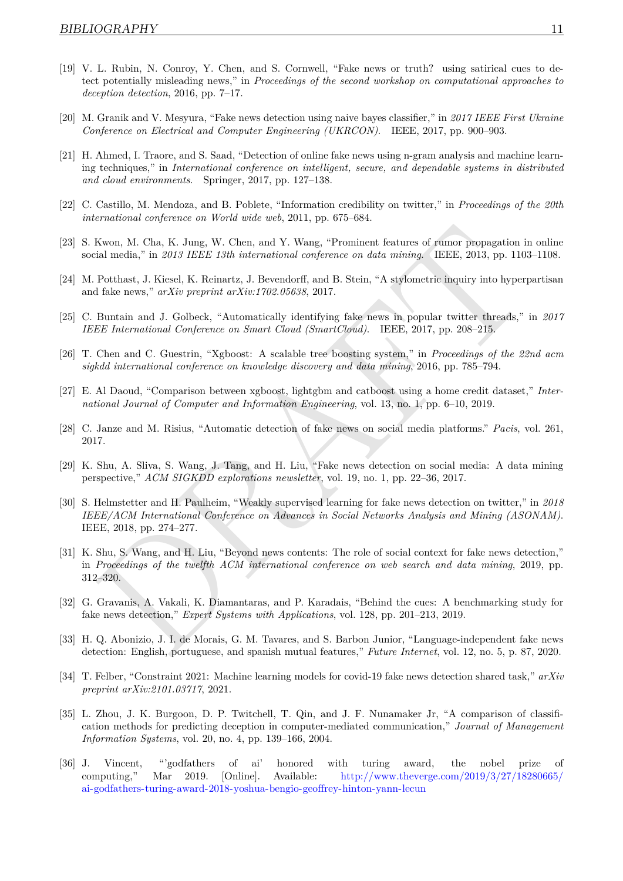[19] V. L. Rubin, N. Conroy, Y. Chen, and S. Cornwell, "Fake news or truth? using satirical cues to detect potentially misleading news," in *Proceedings of the second workshop on computational approaches to deception detection*, 2016, pp. 7–17.

[20] M. Granik and V. Mesyura, "Fake news detection using naive bayes classifier," in *2017 IEEE First Ukraine Conference on Electrical and Computer Engineering (UKRCON)*. IEEE, 2017, pp. 900–903.

[21] H. Ahmed, I. Traore, and S. Saad, "Detection of online fake news using n-gram analysis and machine learning techniques," in *International conference on intelligent, secure, and dependable systems in distributed and cloud environments*. Springer, 2017, pp. 127–138.

[22] C. Castillo, M. Mendoza, and B. Poblete, "Information credibility on twitter," in *Proceedings of the 20th international conference on World wide web*, 2011, pp. 675–684.

[23] S. Kwon, M. Cha, K. Jung, W. Chen, and Y. Wang, "Prominent features of rumor propagation in online social media," in *2013 IEEE 13th international conference on data mining*. IEEE, 2013, pp. 1103–1108.

[24] M. Potthast, J. Kiesel, K. Reinartz, J. Bevendorff, and B. Stein, "A stylometric inquiry into hyperpartisan and fake news," *arXiv preprint arXiv:1702.05638*, 2017.

[25] C. Buntain and J. Golbeck, "Automatically identifying fake news in popular twitter threads," in *2017 IEEE International Conference on Smart Cloud (SmartCloud)*. IEEE, 2017, pp. 208–215.

[26] T. Chen and C. Guestrin, "Xgboost: A scalable tree boosting system," in *Proceedings of the 22nd acm sigkdd international conference on knowledge discovery and data mining*, 2016, pp. 785–794.

[27] E. Al Daoud, "Comparison between xgboost, lightgbm and catboost using a home credit dataset," *International Journal of Computer and Information Engineering*, vol. 13, no. 1, pp. 6–10, 2019.

[28] C. Janze and M. Risius, "Automatic detection of fake news on social media platforms." *Pacis*, vol. 261, 2017.

[29] K. Shu, A. Sliva, S. Wang, J. Tang, and H. Liu, "Fake news detection on social media: A data mining perspective," *ACM SIGKDD explorations newsletter*, vol. 19, no. 1, pp. 22–36, 2017.

[30] S. Helmstetter and H. Paulheim, "Weakly supervised learning for fake news detection on twitter," in *2018 IEEE/ACM International Conference on Advances in Social Networks Analysis and Mining (ASONAM)*. IEEE, 2018, pp. 274–277.

[31] K. Shu, S. Wang, and H. Liu, "Beyond news contents: The role of social context for fake news detection," in *Proceedings of the twelfth ACM international conference on web search and data mining*, 2019, pp. 312–320.

[32] G. Gravanis, A. Vakali, K. Diamantaras, and P. Karadais, "Behind the cues: A benchmarking study for fake news detection," *Expert Systems with Applications*, vol. 128, pp. 201–213, 2019.

[33] H. Q. Abonizio, J. I. de Morais, G. M. Tavares, and S. Barbon Junior, "Language-independent fake news detection: English, portuguese, and spanish mutual features," *Future Internet*, vol. 12, no. 5, p. 87, 2020.

[34] T. Felber, "Constraint 2021: Machine learning models for covid-19 fake news detection shared task," *arXiv preprint arXiv:2101.03717*, 2021.

[35] L. Zhou, J. K. Burgoon, D. P. Twitchell, T. Qin, and J. F. Nunamaker Jr, "A comparison of classification methods for predicting deception in computer-mediated communication," *Journal of Management Information Systems*, vol. 20, no. 4, pp. 139–166, 2004.

[36] J. Vincent, "'godfathers of ai' honored with turing award, the nobel prize of computing," Mar 2019. [Online]. Available: http://www.theverge.com/2019/3/27/18280665/ai-godfathers-turing-award-2018-yoshua-bengio-geoffrey-hinton-yann-lecun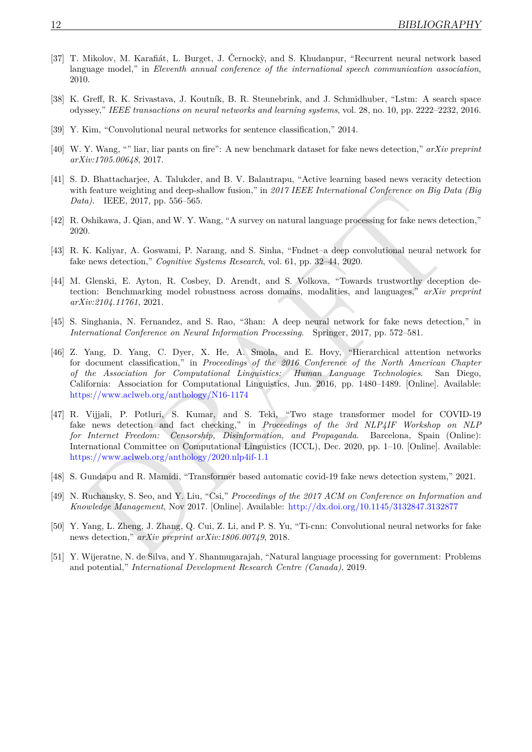[37] T. Mikolov, M. Karafiát, L. Burget, J. Černockỳ, and S. Khudanpur, "Recurrent neural network based language model," in *Eleventh annual conference of the international speech communication association*, 2010.

[38] K. Greff, R. K. Srivastava, J. Koutník, B. R. Steunebrink, and J. Schmidhuber, "Lstm: A search space odyssey," *IEEE transactions on neural networks and learning systems*, vol. 28, no. 10, pp. 2222–2232, 2016.

[39] Y. Kim, "Convolutional neural networks for sentence classification," 2014.

[40] W. Y. Wang, "" liar, liar pants on fire": A new benchmark dataset for fake news detection," *arXiv preprint arXiv:1705.00648*, 2017.

[41] S. D. Bhattacharjee, A. Talukder, and B. V. Balantrapu, "Active learning based news veracity detection with feature weighting and deep-shallow fusion," in *2017 IEEE International Conference on Big Data (Big Data)*. IEEE, 2017, pp. 556–565.

[42] R. Oshikawa, J. Qian, and W. Y. Wang, "A survey on natural language processing for fake news detection," 2020.

[43] R. K. Kaliyar, A. Goswami, P. Narang, and S. Sinha, "Fndnet–a deep convolutional neural network for fake news detection," *Cognitive Systems Research*, vol. 61, pp. 32–44, 2020.

[44] M. Glenski, E. Ayton, R. Cosbey, D. Arendt, and S. Volkova, "Towards trustworthy deception detection: Benchmarking model robustness across domains, modalities, and languages," *arXiv preprint arXiv:2104.11761*, 2021.

[45] S. Singhania, N. Fernandez, and S. Rao, "3han: A deep neural network for fake news detection," in *International Conference on Neural Information Processing*. Springer, 2017, pp. 572–581.

[46] Z. Yang, D. Yang, C. Dyer, X. He, A. Smola, and E. Hovy, "Hierarchical attention networks for document classification," in *Proceedings of the 2016 Conference of the North American Chapter of the Association for Computational Linguistics: Human Language Technologies*. San Diego, California: Association for Computational Linguistics, Jun. 2016, pp. 1480–1489. [Online]. Available: https://www.aclweb.org/anthology/N16-1174

[47] R. Vijjali, P. Potluri, S. Kumar, and S. Teki, "Two stage transformer model for COVID-19 fake news detection and fact checking," in *Proceedings of the 3rd NLP4IF Workshop on NLP for Internet Freedom: Censorship, Disinformation, and Propaganda*. Barcelona, Spain (Online): International Committee on Computational Linguistics (ICCL), Dec. 2020, pp. 1–10. [Online]. Available: https://www.aclweb.org/anthology/2020.nlp4if-1.1

[48] S. Gundapu and R. Mamidi, "Transformer based automatic covid-19 fake news detection system," 2021.

[49] N. Ruchansky, S. Seo, and Y. Liu, "Csi," *Proceedings of the 2017 ACM on Conference on Information and Knowledge Management*, Nov 2017. [Online]. Available: http://dx.doi.org/10.1145/3132847.3132877

[50] Y. Yang, L. Zheng, J. Zhang, Q. Cui, Z. Li, and P. S. Yu, "Ti-cnn: Convolutional neural networks for fake news detection," *arXiv preprint arXiv:1806.00749*, 2018.

[51] Y. Wijeratne, N. de Silva, and Y. Shanmugarajah, "Natural language processing for government: Problems and potential," *International Development Research Centre (Canada)*, 2019.